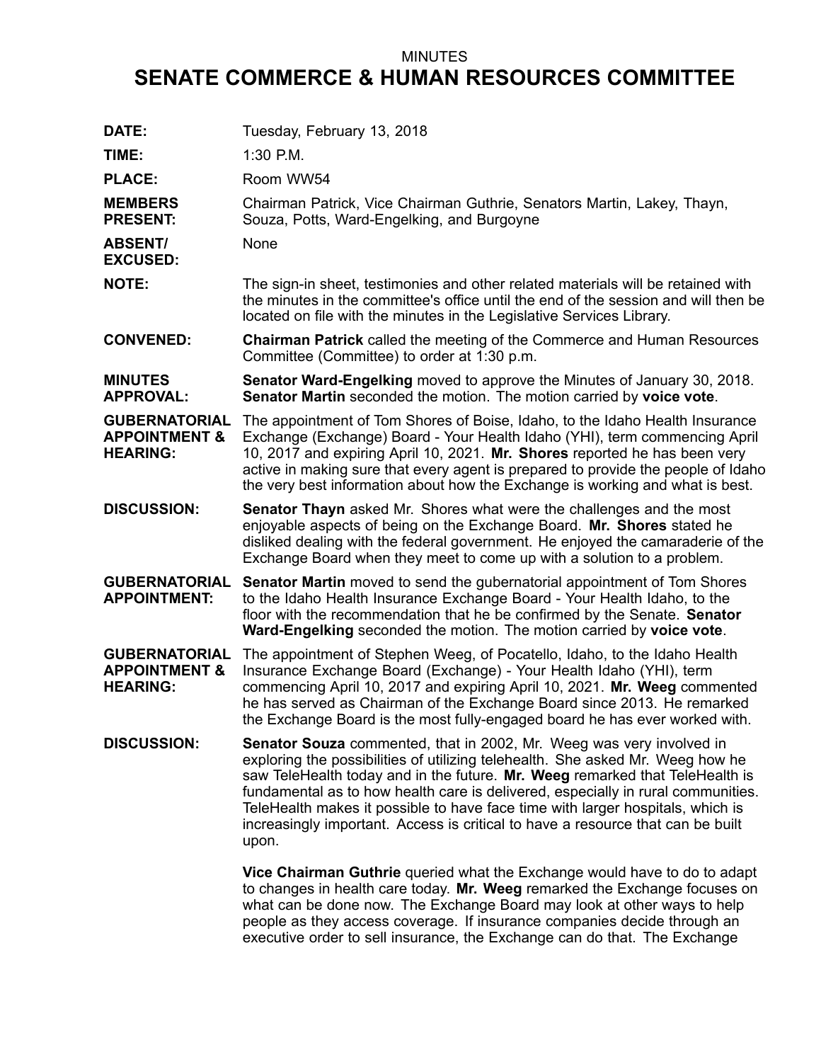MINUTES

# SENATE COMMERCE & HUMAN RESOURCES COMMITTEE

**DATE:** Tuesday, February 13, 2018

**TIME:** 1:30 P.M.

**PLACE:** Room WW54

**MEMBERS PRESENT:** Chairman Patrick, Vice Chairman Guthrie, Senators Martin, Lakey, Thayn, Souza, Potts, Ward-Engelking, and Burgoyne

**ABSENT/ EXCUSED:** None

**NOTE:** The sign-in sheet, testimonies and other related materials will be retained with the minutes in the committee's office until the end of the session and will then be located on file with the minutes in the Legislative Services Library.

**CONVENED:** **Chairman Patrick** called the meeting of the Commerce and Human Resources Committee (Committee) to order at 1:30 p.m.

**MINUTES APPROVAL:** **Senator Ward-Engelking** moved to approve the Minutes of January 30, 2018. **Senator Martin** seconded the motion. The motion carried by **voice vote**.

**GUBERNATORIAL APPOINTMENT & HEARING:** The appointment of Tom Shores of Boise, Idaho, to the Idaho Health Insurance Exchange (Exchange) Board - Your Health Idaho (YHI), term commencing April 10, 2017 and expiring April 10, 2021. **Mr. Shores** reported he has been very active in making sure that every agent is prepared to provide the people of Idaho the very best information about how the Exchange is working and what is best.

**DISCUSSION:** **Senator Thayn** asked Mr. Shores what were the challenges and the most enjoyable aspects of being on the Exchange Board. **Mr. Shores** stated he disliked dealing with the federal government. He enjoyed the camaraderie of the Exchange Board when they meet to come up with a solution to a problem.

**GUBERNATORIAL APPOINTMENT:** **Senator Martin** moved to send the gubernatorial appointment of Tom Shores to the Idaho Health Insurance Exchange Board - Your Health Idaho, to the floor with the recommendation that he be confirmed by the Senate. **Senator Ward-Engelking** seconded the motion. The motion carried by **voice vote**.

**GUBERNATORIAL APPOINTMENT & HEARING:** The appointment of Stephen Weeg, of Pocatello, Idaho, to the Idaho Health Insurance Exchange Board (Exchange) - Your Health Idaho (YHI), term commencing April 10, 2017 and expiring April 10, 2021. **Mr. Weeg** commented he has served as Chairman of the Exchange Board since 2013. He remarked the Exchange Board is the most fully-engaged board he has ever worked with.

**DISCUSSION:** **Senator Souza** commented, that in 2002, Mr. Weeg was very involved in exploring the possibilities of utilizing telehealth. She asked Mr. Weeg how he saw TeleHealth today and in the future. **Mr. Weeg** remarked that TeleHealth is fundamental as to how health care is delivered, especially in rural communities. TeleHealth makes it possible to have face time with larger hospitals, which is increasingly important. Access is critical to have a resource that can be built upon.

**Vice Chairman Guthrie** queried what the Exchange would have to do to adapt to changes in health care today. **Mr. Weeg** remarked the Exchange focuses on what can be done now. The Exchange Board may look at other ways to help people as they access coverage. If insurance companies decide through an executive order to sell insurance, the Exchange can do that. The Exchange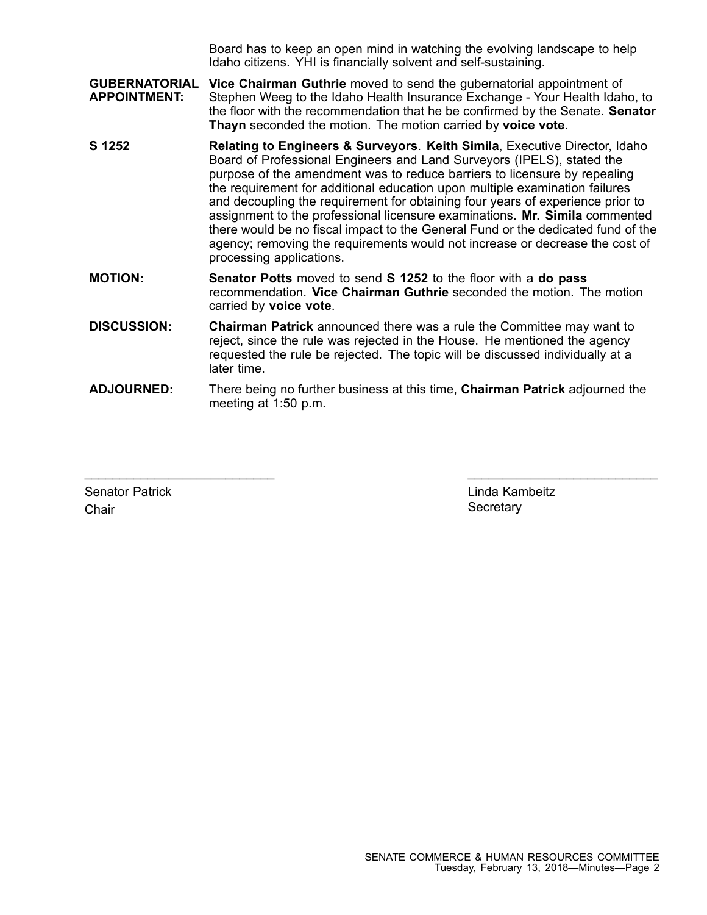Board has to keep an open mind in watching the evolving landscape to help Idaho citizens. YHI is financially solvent and self-sustaining.

**GUBERNATORIAL APPOINTMENT:** **Vice Chairman Guthrie** moved to send the gubernatorial appointment of Stephen Weeg to the Idaho Health Insurance Exchange - Your Health Idaho, to the floor with the recommendation that he be confirmed by the Senate. **Senator Thayn** seconded the motion. The motion carried by **voice vote**.

**S 1252** **Relating to Engineers & Surveyors**. **Keith Simila**, Executive Director, Idaho Board of Professional Engineers and Land Surveyors (IPELS), stated the purpose of the amendment was to reduce barriers to licensure by repealing the requirement for additional education upon multiple examination failures and decoupling the requirement for obtaining four years of experience prior to assignment to the professional licensure examinations. **Mr. Simila** commented there would be no fiscal impact to the General Fund or the dedicated fund of the agency; removing the requirements would not increase or decrease the cost of processing applications.

**MOTION:** **Senator Potts** moved to send **S 1252** to the floor with a **do pass** recommendation. **Vice Chairman Guthrie** seconded the motion. The motion carried by **voice vote**.

**DISCUSSION:** **Chairman Patrick** announced there was a rule the Committee may want to reject, since the rule was rejected in the House. He mentioned the agency requested the rule be rejected. The topic will be discussed individually at a later time.

**ADJOURNED:** There being no further business at this time, **Chairman Patrick** adjourned the meeting at 1:50 p.m.

| | |
|---|---|
| ___________________________ | ___________________________ |
| Senator Patrick | Linda Kambeitz |
| Chair | Secretary |